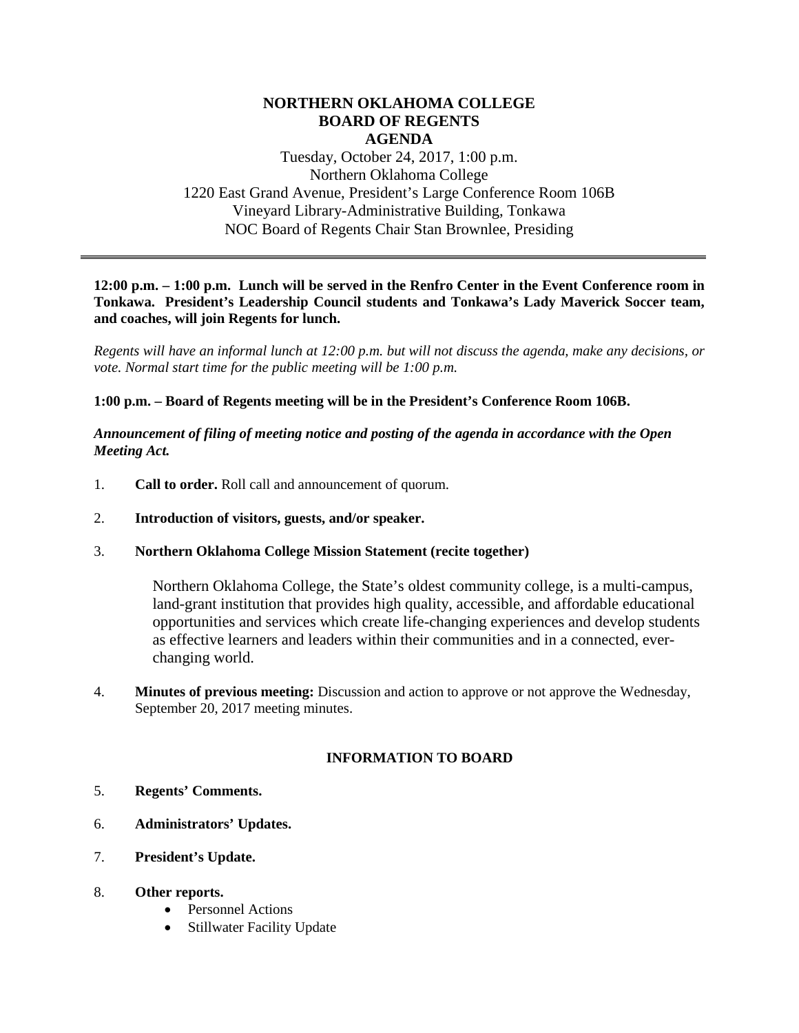# NORTHERN OKLAHOMA COLLEGE
# BOARD OF REGENTS
# AGENDA

Tuesday, October 24, 2017, 1:00 p.m.
Northern Oklahoma College
1220 East Grand Avenue, President's Large Conference Room 106B
Vineyard Library-Administrative Building, Tonkawa
NOC Board of Regents Chair Stan Brownlee, Presiding

---

**12:00 p.m. – 1:00 p.m. Lunch will be served in the Renfro Center in the Event Conference room in Tonkawa. President's Leadership Council students and Tonkawa's Lady Maverick Soccer team, and coaches, will join Regents for lunch.**

*Regents will have an informal lunch at 12:00 p.m. but will not discuss the agenda, make any decisions, or vote. Normal start time for the public meeting will be 1:00 p.m.*

**1:00 p.m. – Board of Regents meeting will be in the President's Conference Room 106B.**

***Announcement of filing of meeting notice and posting of the agenda in accordance with the Open Meeting Act.***

1. **Call to order.** Roll call and announcement of quorum.

2. **Introduction of visitors, guests, and/or speaker.**

3. **Northern Oklahoma College Mission Statement (recite together)**

   Northern Oklahoma College, the State's oldest community college, is a multi-campus, land-grant institution that provides high quality, accessible, and affordable educational opportunities and services which create life-changing experiences and develop students as effective learners and leaders within their communities and in a connected, ever-changing world.

4. **Minutes of previous meeting:** Discussion and action to approve or not approve the Wednesday, September 20, 2017 meeting minutes.

## INFORMATION TO BOARD

5. **Regents' Comments.**

6. **Administrators' Updates.**

7. **President's Update.**

8. **Other reports.**
   - Personnel Actions
   - Stillwater Facility Update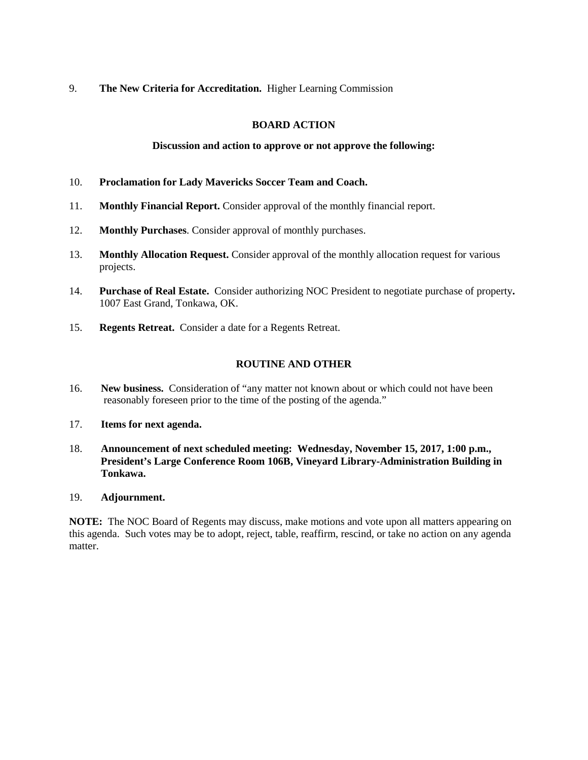9. **The New Criteria for Accreditation.** Higher Learning Commission

## BOARD ACTION

**Discussion and action to approve or not approve the following:**

10. **Proclamation for Lady Mavericks Soccer Team and Coach.**

11. **Monthly Financial Report.** Consider approval of the monthly financial report.

12. **Monthly Purchases**. Consider approval of monthly purchases.

13. **Monthly Allocation Request.** Consider approval of the monthly allocation request for various projects.

14. **Purchase of Real Estate.** Consider authorizing NOC President to negotiate purchase of property**.** 1007 East Grand, Tonkawa, OK.

15. **Regents Retreat.** Consider a date for a Regents Retreat.

## ROUTINE AND OTHER

16. **New business.** Consideration of "any matter not known about or which could not have been reasonably foreseen prior to the time of the posting of the agenda."

17. **Items for next agenda.**

18. **Announcement of next scheduled meeting: Wednesday, November 15, 2017, 1:00 p.m., President's Large Conference Room 106B, Vineyard Library-Administration Building in Tonkawa.**

19. **Adjournment.**

**NOTE:** The NOC Board of Regents may discuss, make motions and vote upon all matters appearing on this agenda. Such votes may be to adopt, reject, table, reaffirm, rescind, or take no action on any agenda matter.